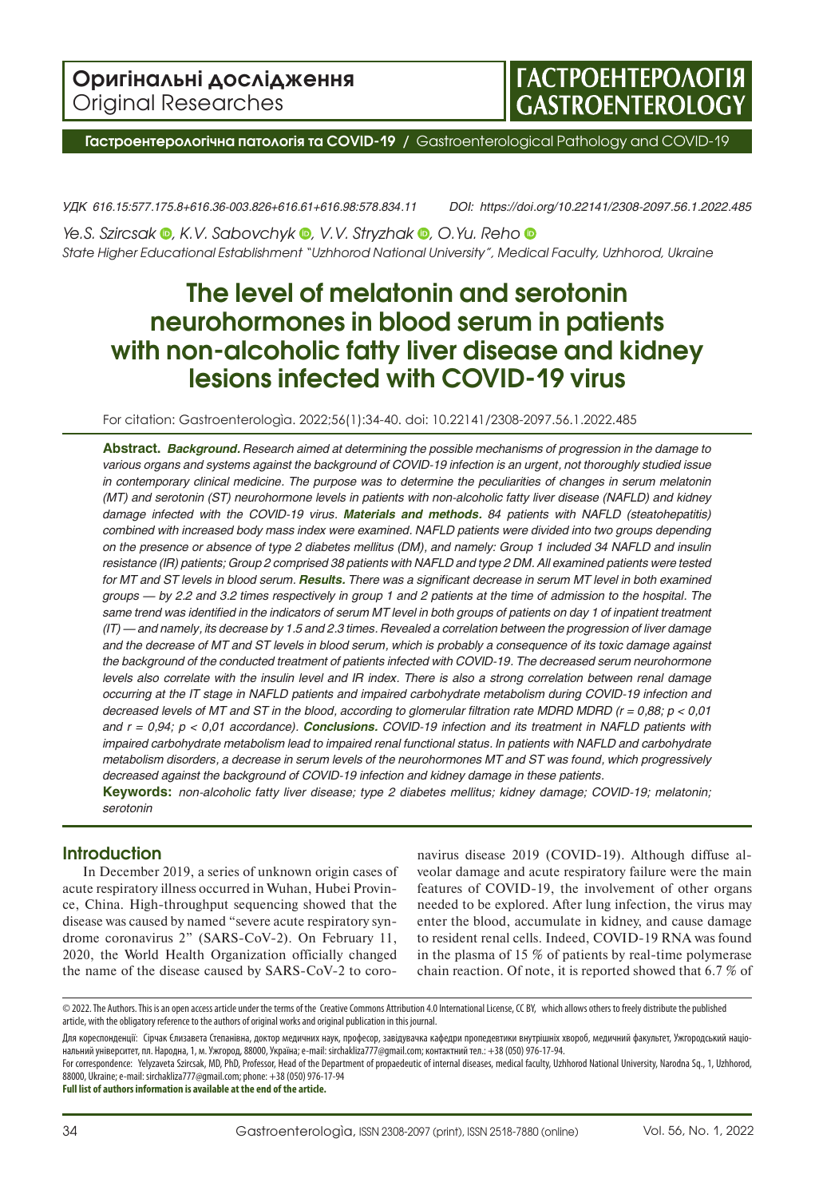**Оригінальні дослідження**
Original Researches

**ГАСТРОЕНТЕРОЛОГІЯ**
**GASTROENTEROLOGY**

**Гастроентерологічна патологія та COVID-19** / Gastroenterological Pathology and COVID-19

*УДК 616.15:577.175.8+616.36-003.826+616.61+616.98:578.834.11*  *DOI: https://doi.org/10.22141/2308-2097.56.1.2022.485*

*Ye.S. Szircsak, K.V. Sabovchyk, V.V. Stryzhak, O.Yu. Reho*
*State Higher Educational Establishment "Uzhhorod National University", Medical Faculty, Uzhhorod, Ukraine*

# The level of melatonin and serotonin neurohormones in blood serum in patients with non-alcoholic fatty liver disease and kidney lesions infected with COVID-19 virus

For citation: Gastroenterologìa. 2022;56(1):34-40. doi: 10.22141/2308-2097.56.1.2022.485

**Abstract.** ***Background.*** *Research aimed at determining the possible mechanisms of progression in the damage to various organs and systems against the background of COVID-19 infection is an urgent, not thoroughly studied issue in contemporary clinical medicine. The purpose was to determine the peculiarities of changes in serum melatonin (MT) and serotonin (ST) neurohormone levels in patients with non-alcoholic fatty liver disease (NAFLD) and kidney damage infected with the COVID-19 virus.* ***Materials and methods.*** *84 patients with NAFLD (steatohepatitis) combined with increased body mass index were examined. NAFLD patients were divided into two groups depending on the presence or absence of type 2 diabetes mellitus (DM), and namely: Group 1 included 34 NAFLD and insulin resistance (IR) patients; Group 2 comprised 38 patients with NAFLD and type 2 DM. All examined patients were tested for MT and ST levels in blood serum.* ***Results.*** *There was a significant decrease in serum MT level in both examined groups — by 2.2 and 3.2 times respectively in group 1 and 2 patients at the time of admission to the hospital. The same trend was identified in the indicators of serum MT level in both groups of patients on day 1 of inpatient treatment (IT) — and namely, its decrease by 1.5 and 2.3 times. Revealed a correlation between the progression of liver damage and the decrease of MT and ST levels in blood serum, which is probably a consequence of its toxic damage against the background of the conducted treatment of patients infected with COVID-19. The decreased serum neurohormone levels also correlate with the insulin level and IR index. There is also a strong correlation between renal damage occurring at the IT stage in NAFLD patients and impaired carbohydrate metabolism during COVID-19 infection and decreased levels of MT and ST in the blood, according to glomerular filtration rate MDRD MDRD ($r = 0,88$; $p < 0,01$ and $r = 0,94$; $p < 0,01$ accordance).* ***Conclusions.*** *COVID-19 infection and its treatment in NAFLD patients with impaired carbohydrate metabolism lead to impaired renal functional status. In patients with NAFLD and carbohydrate metabolism disorders, a decrease in serum levels of the neurohormones MT and ST was found, which progressively decreased against the background of COVID-19 infection and kidney damage in these patients.*

**Keywords:** *non-alcoholic fatty liver disease; type 2 diabetes mellitus; kidney damage; COVID-19; melatonin; serotonin*

## Introduction

In December 2019, a series of unknown origin cases of acute respiratory illness occurred in Wuhan, Hubei Province, China. High-throughput sequencing showed that the disease was caused by named "severe acute respiratory syndrome coronavirus 2" (SARS-CoV-2). On February 11, 2020, the World Health Organization officially changed the name of the disease caused by SARS-CoV-2 to coronavirus disease 2019 (COVID-19). Although diffuse alveolar damage and acute respiratory failure were the main features of COVID-19, the involvement of other organs needed to be explored. After lung infection, the virus may enter the blood, accumulate in kidney, and cause damage to resident renal cells. Indeed, COVID-19 RNA was found in the plasma of 15 % of patients by real-time polymerase chain reaction. Of note, it is reported showed that 6.7 % of

© 2022. The Authors. This is an open access article under the terms of the Creative Commons Attribution 4.0 International License, CC BY, which allows others to freely distribute the published article, with the obligatory reference to the authors of original works and original publication in this journal.

Для кореспонденції: Сірчак Єлизавета Степанівна, доктор медичних наук, професор, завідувачка кафедри пропедевтики внутрішніх хвороб, медичний факультет, Ужгородський національний університет, пл. Народна, 1, м. Ужгород, 88000, Україна; e-mail: sirchakliza777@gmail.com; контактний тел.: +38 (050) 976-17-94.

For correspondence: Yelyzaveta Szircsak, MD, PhD, Professor, Head of the Department of propaedeutic of internal diseases, medical faculty, Uzhhorod National University, Narodna Sq., 1, Uzhhorod, 88000, Ukraine; e-mail: sirchakliza777@gmail.com; phone: +38 (050) 976-17-94

**Full list of authors information is available at the end of the article.**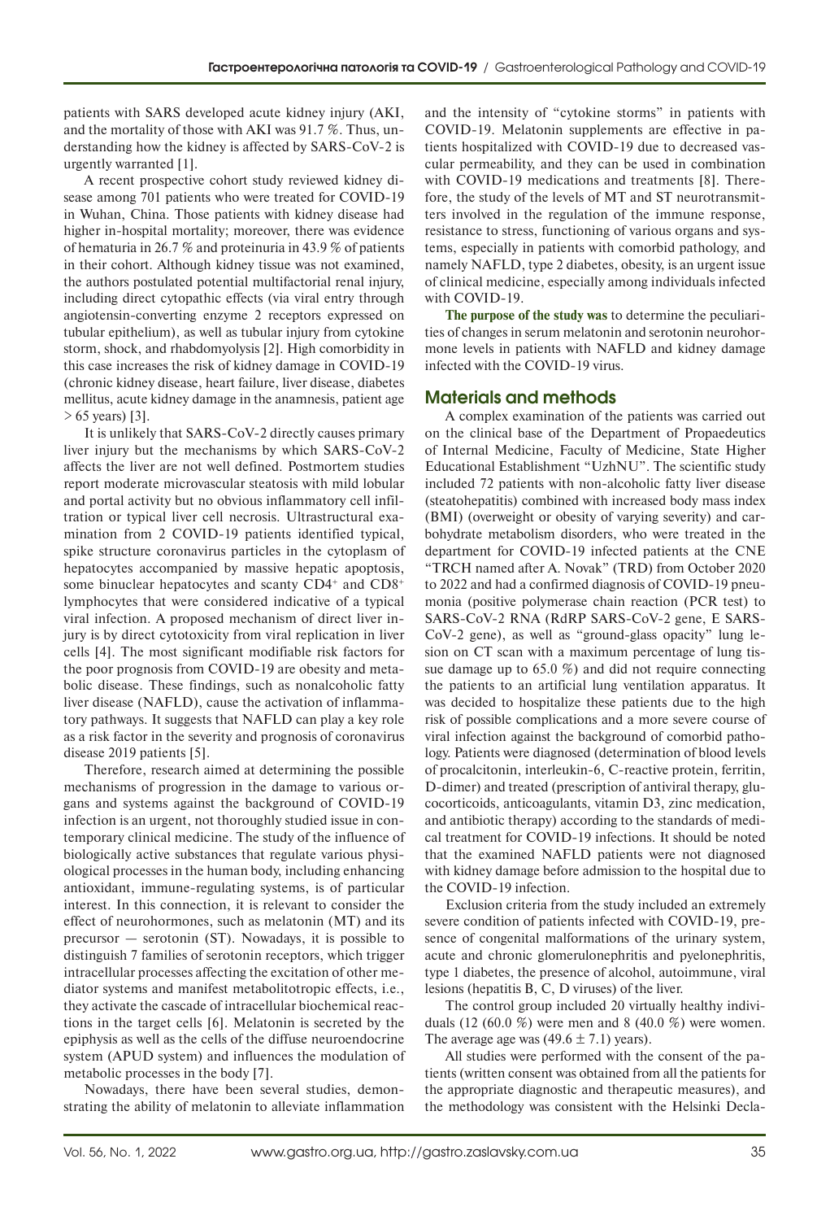patients with SARS developed acute kidney injury (AKI, and the mortality of those with AKI was 91.7 %. Thus, understanding how the kidney is affected by SARS-CoV-2 is urgently warranted [1].

A recent prospective cohort study reviewed kidney disease among 701 patients who were treated for COVID-19 in Wuhan, China. Those patients with kidney disease had higher in-hospital mortality; moreover, there was evidence of hematuria in 26.7 % and proteinuria in 43.9 % of patients in their cohort. Although kidney tissue was not examined, the authors postulated potential multifactorial renal injury, including direct cytopathic effects (via viral entry through angiotensin-converting enzyme 2 receptors expressed on tubular epithelium), as well as tubular injury from cytokine storm, shock, and rhabdomyolysis [2]. High comorbidity in this case increases the risk of kidney damage in COVID-19 (chronic kidney disease, heart failure, liver disease, diabetes mellitus, acute kidney damage in the anamnesis, patient age > 65 years) [3].

It is unlikely that SARS-CoV-2 directly causes primary liver injury but the mechanisms by which SARS-CoV-2 affects the liver are not well defined. Postmortem studies report moderate microvascular steatosis with mild lobular and portal activity but no obvious inflammatory cell infiltration or typical liver cell necrosis. Ultrastructural examination from 2 COVID-19 patients identified typical, spike structure coronavirus particles in the cytoplasm of hepatocytes accompanied by massive hepatic apoptosis, some binuclear hepatocytes and scanty $CD4^+$ and $CD8^+$ lymphocytes that were considered indicative of a typical viral infection. A proposed mechanism of direct liver injury is by direct cytotoxicity from viral replication in liver cells [4]. The most significant modifiable risk factors for the poor prognosis from COVID-19 are obesity and metabolic disease. These findings, such as nonalcoholic fatty liver disease (NAFLD), cause the activation of inflammatory pathways. It suggests that NAFLD can play a key role as a risk factor in the severity and prognosis of coronavirus disease 2019 patients [5].

Therefore, research aimed at determining the possible mechanisms of progression in the damage to various organs and systems against the background of COVID-19 infection is an urgent, not thoroughly studied issue in contemporary clinical medicine. The study of the influence of biologically active substances that regulate various physiological processes in the human body, including enhancing antioxidant, immune-regulating systems, is of particular interest. In this connection, it is relevant to consider the effect of neurohormones, such as melatonin (MT) and its precursor — serotonin (ST). Nowadays, it is possible to distinguish 7 families of serotonin receptors, which trigger intracellular processes affecting the excitation of other mediator systems and manifest metabolitotropic effects, i.e., they activate the cascade of intracellular biochemical reactions in the target cells [6]. Melatonin is secreted by the epiphysis as well as the cells of the diffuse neuroendocrine system (APUD system) and influences the modulation of metabolic processes in the body [7].

Nowadays, there have been several studies, demonstrating the ability of melatonin to alleviate inflammation and the intensity of "cytokine storms" in patients with COVID-19. Melatonin supplements are effective in patients hospitalized with COVID-19 due to decreased vascular permeability, and they can be used in combination with COVID-19 medications and treatments [8]. Therefore, the study of the levels of MT and ST neurotransmitters involved in the regulation of the immune response, resistance to stress, functioning of various organs and systems, especially in patients with comorbid pathology, and namely NAFLD, type 2 diabetes, obesity, is an urgent issue of clinical medicine, especially among individuals infected with COVID-19.

**The purpose of the study was** to determine the peculiarities of changes in serum melatonin and serotonin neurohormone levels in patients with NAFLD and kidney damage infected with the COVID-19 virus.

## Materials and methods

A complex examination of the patients was carried out on the clinical base of the Department of Propaedeutics of Internal Medicine, Faculty of Medicine, State Higher Educational Establishment "UzhNU". The scientific study included 72 patients with non-alcoholic fatty liver disease (steatohepatitis) combined with increased body mass index (BMI) (overweight or obesity of varying severity) and carbohydrate metabolism disorders, who were treated in the department for COVID-19 infected patients at the CNE "TRCH named after A. Novak" (TRD) from October 2020 to 2022 and had a confirmed diagnosis of COVID-19 pneumonia (positive polymerase chain reaction (PCR test) to SARS-CoV-2 RNA (RdRP SARS-CoV-2 gene, E SARS-CoV-2 gene), as well as "ground-glass opacity" lung lesion on CT scan with a maximum percentage of lung tissue damage up to 65.0 %) and did not require connecting the patients to an artificial lung ventilation apparatus. It was decided to hospitalize these patients due to the high risk of possible complications and a more severe course of viral infection against the background of comorbid pathology. Patients were diagnosed (determination of blood levels of procalcitonin, interleukin-6, C-reactive protein, ferritin, D-dimer) and treated (prescription of antiviral therapy, glucocorticoids, anticoagulants, vitamin D3, zinc medication, and antibiotic therapy) according to the standards of medical treatment for COVID-19 infections. It should be noted that the examined NAFLD patients were not diagnosed with kidney damage before admission to the hospital due to the COVID-19 infection.

Exclusion criteria from the study included an extremely severe condition of patients infected with COVID-19, presence of congenital malformations of the urinary system, acute and chronic glomerulonephritis and pyelonephritis, type 1 diabetes, the presence of alcohol, autoimmune, viral lesions (hepatitis B, C, D viruses) of the liver.

The control group included 20 virtually healthy individuals (12 (60.0 %) were men and 8 (40.0 %) were women. The average age was (49.6 ± 7.1) years).

All studies were performed with the consent of the patients (written consent was obtained from all the patients for the appropriate diagnostic and therapeutic measures), and the methodology was consistent with the Helsinki Decla-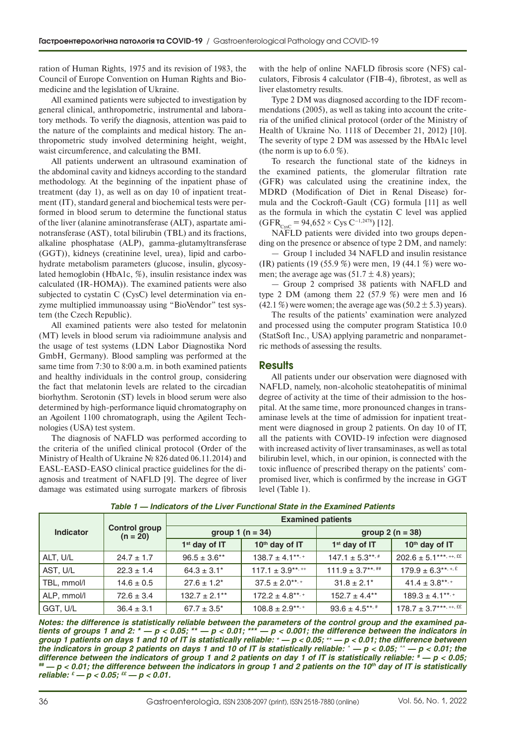ration of Human Rights, 1975 and its revision of 1983, the Council of Europe Convention on Human Rights and Biomedicine and the legislation of Ukraine.

All examined patients were subjected to investigation by general clinical, anthropometric, instrumental and laboratory methods. To verify the diagnosis, attention was paid to the nature of the complaints and medical history. The anthropometric study involved determining height, weight, waist circumference, and calculating the BMI.

All patients underwent an ultrasound examination of the abdominal cavity and kidneys according to the standard methodology. At the beginning of the inpatient phase of treatment (day 1), as well as on day 10 of inpatient treatment (IT), standard general and biochemical tests were performed in blood serum to determine the functional status of the liver (alanine aminotransferase (ALT), aspartate aminotransferase (AST), total bilirubin (TBL) and its fractions, alkaline phosphatase (ALP), gamma-glutamyltransferase (GGT)), kidneys (creatinine level, urea), lipid and carbohydrate metabolism parameters (glucose, insulin, glycosylated hemoglobin (HbA1c, %), insulin resistance index was calculated (IR-HOMA)). The examined patients were also subjected to cystatin C (CysC) level determination via enzyme multiplied immunoassay using "BioVendor" test system (the Czech Republic).

All examined patients were also tested for melatonin (MT) levels in blood serum via radioimmune analysis and the usage of test systems (LDN Labor Diagnostika Nord GmbH, Germany). Blood sampling was performed at the same time from 7:30 to 8:00 a.m. in both examined patients and healthy individuals in the control group, considering the fact that melatonin levels are related to the circadian biorhythm. Serotonin (ST) levels in blood serum were also determined by high-performance liquid chromatography on an Agoilent 1100 chromatograph, using the Agilent Technologies (USA) test system.

The diagnosis of NAFLD was performed according to the criteria of the unified clinical protocol (Order of the Ministry of Health of Ukraine № 826 dated 06.11.2014) and EASL-EASD-EASO clinical practice guidelines for the diagnosis and treatment of NAFLD [9]. The degree of liver damage was estimated using surrogate markers of fibrosis with the help of online NAFLD fibrosis score (NFS) calculators, Fibrosis 4 calculator (FIB-4), fibrotest, as well as liver elastometry results.

Type 2 DM was diagnosed according to the IDF recommendations (2005), as well as taking into account the criteria of the unified clinical protocol (order of the Ministry of Health of Ukraine No. 1118 of December 21, 2012) [10]. The severity of type 2 DM was assessed by the HbA1c level (the norm is up to 6.0 %).

To research the functional state of the kidneys in the examined patients, the glomerular filtration rate (GFR) was calculated using the creatinine index, the MDRD (Modification of Diet in Renal Disease) formula and the Cockroft-Gault (CG) formula [11] as well as the formula in which the cystatin C level was applied ($GFR_{CysC} = 94{,}652 \times Cys\ C^{-1{,}2478}$) [12].

NAFLD patients were divided into two groups depending on the presence or absence of type 2 DM, and namely:

— Group 1 included 34 NAFLD and insulin resistance (IR) patients (19 (55.9 %) were men, 19 (44.1 %) were women; the average age was (51.7 ± 4.8) years);

— Group 2 comprised 38 patients with NAFLD and type 2 DM (among them 22 (57.9 %) were men and 16 (42.1 %) were women; the average age was (50.2 ± 5.3) years).

The results of the patients' examination were analyzed and processed using the computer program Statistica 10.0 (StatSoft Inc., USA) applying parametric and nonparametric methods of assessing the results.

## Results

All patients under our observation were diagnosed with NAFLD, namely, non-alcoholic steatohepatitis of minimal degree of activity at the time of their admission to the hospital. At the same time, more pronounced changes in transaminase levels at the time of admission for inpatient treatment were diagnosed in group 2 patients. On day 10 of IT, all the patients with COVID-19 infection were diagnosed with increased activity of liver transaminases, as well as total bilirubin level, which, in our opinion, is connected with the toxic influence of prescribed therapy on the patients' compromised liver, which is confirmed by the increase in GGT level (Table 1).

*Table 1 — Indicators of the Liver Functional State in the Examined Patients*

| Indicator | Control group (n = 20) | Examined patients | | | |
|---|---|---|---|---|---|
| | | group 1 (n = 34) | | group 2 (n = 38) | |
| | | 1st day of IT | 10th day of IT | 1st day of IT | 10th day of IT |
| ALT, U/L | 24.7 ± 1.7 | 96.5 ± 3.6** | 138.7 ± 4.1**, + | 147.1 ± 5.3**, # | 202.6 ± 5.1***, ++, ££ |
| AST, U/L | 22.3 ± 1.4 | 64.3 ± 3.1* | 117.1 ± 3.9**, ++ | 111.9 ± 3.7**, ## | 179.9 ± 6.3**, +, £ |
| TBL, mmol/l | 14.6 ± 0.5 | 27.6 ± 1.2* | 37.5 ± 2.0**, + | 31.8 ± 2.1* | 41.4 ± 3.8**, + |
| ALP, mmol/l | 72.6 ± 3.4 | 132.7 ± 2.1** | 172.2 ± 4.8**, + | 152.7 ± 4.4** | 189.3 ± 4.1**, + |
| GGT, U/L | 36.4 ± 3.1 | 67.7 ± 3.5* | 108.8 ± 2.9**, + | 93.6 ± 4.5**, # | 178.7 ± 3.7***, ++, ££ |

***Notes:** the difference is statistically reliable between the parameters of the control group and the examined patients of groups 1 and 2: * — $p < 0.05$; ** — $p < 0.01$; *** — $p < 0.001$; the difference between the indicators in group 1 patients on days 1 and 10 of IT is statistically reliable: + — $p < 0.05$; ++ — $p < 0.01$; the difference between the indicators in group 2 patients on days 1 and 10 of IT is statistically reliable: ^ — $p < 0.05$; ^^ — $p < 0.01$; the difference between the indicators of group 1 and 2 patients on day 1 of IT is statistically reliable: # — $p < 0.05$; ## — $p < 0.01$; the difference between the indicators in group 1 and 2 patients on the 10th day of IT is statistically reliable: £ — $p < 0.05$; ££ — $p < 0.01$.*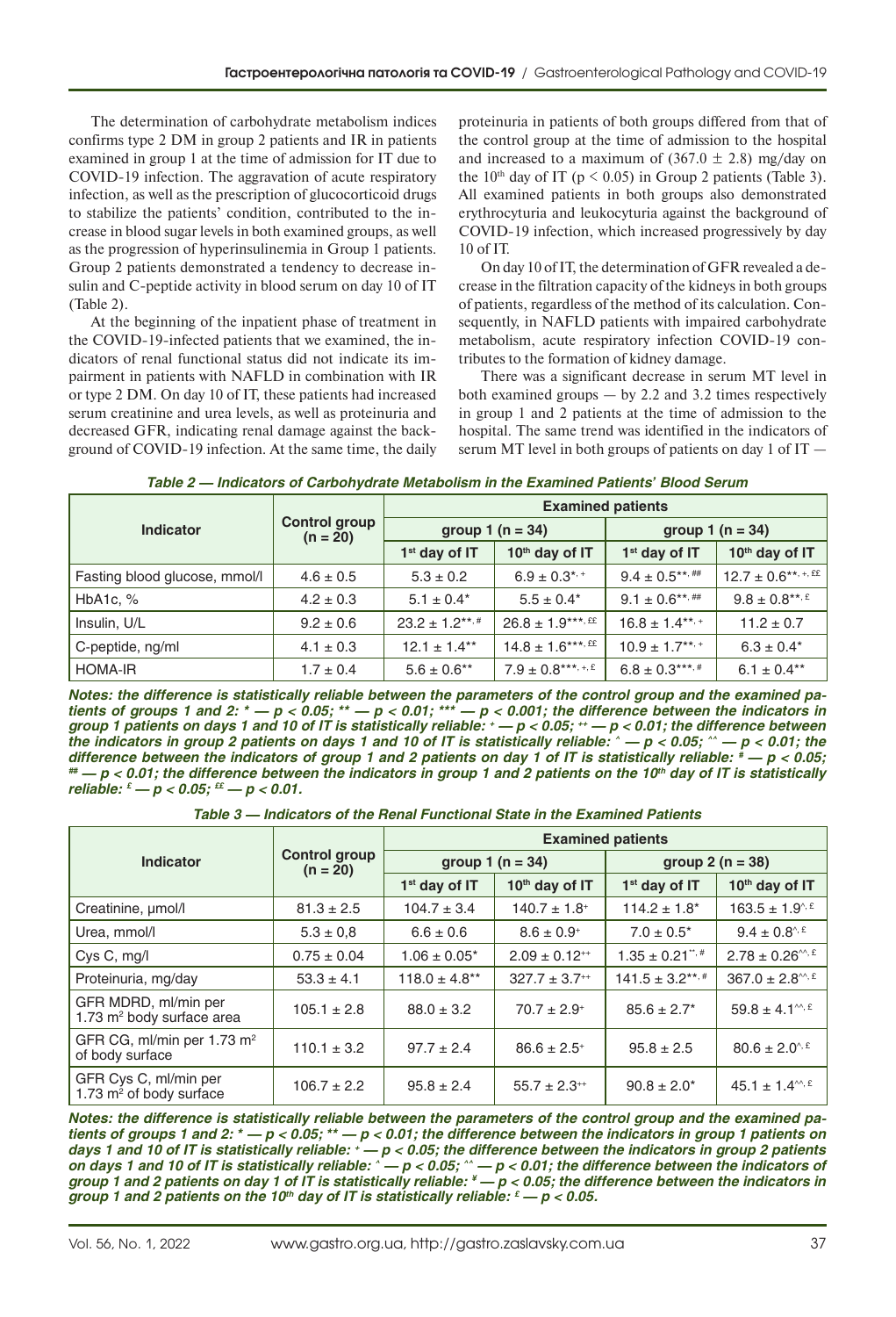The determination of carbohydrate metabolism indices confirms type 2 DM in group 2 patients and IR in patients examined in group 1 at the time of admission for IT due to COVID-19 infection. The aggravation of acute respiratory infection, as well as the prescription of glucocorticoid drugs to stabilize the patients' condition, contributed to the increase in blood sugar levels in both examined groups, as well as the progression of hyperinsulinemia in Group 1 patients. Group 2 patients demonstrated a tendency to decrease insulin and C-peptide activity in blood serum on day 10 of IT (Table 2).

At the beginning of the inpatient phase of treatment in the COVID-19-infected patients that we examined, the indicators of renal functional status did not indicate its impairment in patients with NAFLD in combination with IR or type 2 DM. On day 10 of IT, these patients had increased serum creatinine and urea levels, as well as proteinuria and decreased GFR, indicating renal damage against the background of COVID-19 infection. At the same time, the daily proteinuria in patients of both groups differed from that of the control group at the time of admission to the hospital and increased to a maximum of (367.0 ± 2.8) mg/day on the 10th day of IT ($p < 0.05$) in Group 2 patients (Table 3). All examined patients in both groups also demonstrated erythrocyturia and leukocyturia against the background of COVID-19 infection, which increased progressively by day 10 of IT.

On day 10 of IT, the determination of GFR revealed a decrease in the filtration capacity of the kidneys in both groups of patients, regardless of the method of its calculation. Consequently, in NAFLD patients with impaired carbohydrate metabolism, acute respiratory infection COVID-19 contributes to the formation of kidney damage.

There was a significant decrease in serum MT level in both examined groups — by 2.2 and 3.2 times respectively in group 1 and 2 patients at the time of admission to the hospital. The same trend was identified in the indicators of serum MT level in both groups of patients on day 1 of IT —

***Table 2 — Indicators of Carbohydrate Metabolism in the Examined Patients' Blood Serum***

| Indicator | Control group (n = 20) | Examined patients | | | |
|---|---|---|---|---|---|
| | | group 1 (n = 34) | | group 1 (n = 34) | |
| | | 1st day of IT | 10th day of IT | 1st day of IT | 10th day of IT |
| Fasting blood glucose, mmol/l | 4.6 ± 0.5 | 5.3 ± 0.2 | 6.9 ± 0.3*, + | 9.4 ± 0.5**, ## | 12.7 ± 0.6**, +, ££ |
| HbA1c, % | 4.2 ± 0.3 | 5.1 ± 0.4* | 5.5 ± 0.4* | 9.1 ± 0.6**, ## | 9.8 ± 0.8**, £ |
| Insulin, U/L | 9.2 ± 0.6 | 23.2 ± 1.2**, # | 26.8 ± 1.9***, ££ | 16.8 ± 1.4**, + | 11.2 ± 0.7 |
| C-peptide, ng/ml | 4.1 ± 0.3 | 12.1 ± 1.4** | 14.8 ± 1.6***, ££ | 10.9 ± 1.7**, + | 6.3 ± 0.4* |
| HOMA-IR | 1.7 ± 0.4 | 5.6 ± 0.6** | 7.9 ± 0.8***, +, £ | 6.8 ± 0.3***, # | 6.1 ± 0.4** |

***Notes: the difference is statistically reliable between the parameters of the control group and the examined patients of groups 1 and 2: * — $p < 0.05$; ** — $p < 0.01$; *** — $p < 0.001$; the difference between the indicators in group 1 patients on days 1 and 10 of IT is statistically reliable: + — $p < 0.05$; ++ — $p < 0.01$; the difference between the indicators in group 2 patients on days 1 and 10 of IT is statistically reliable: ^ — $p < 0.05$; ^^ — $p < 0.01$; the difference between the indicators of group 1 and 2 patients on day 1 of IT is statistically reliable: # — $p < 0.05$; ## — $p < 0.01$; the difference between the indicators in group 1 and 2 patients on the 10th day of IT is statistically reliable: £ — $p < 0.05$; ££ — $p < 0.01$.***

***Table 3 — Indicators of the Renal Functional State in the Examined Patients***

| Indicator | Control group (n = 20) | Examined patients | | | |
|---|---|---|---|---|---|
| | | group 1 (n = 34) | | group 2 (n = 38) | |
| | | 1st day of IT | 10th day of IT | 1st day of IT | 10th day of IT |
| Creatinine, μmol/l | 81.3 ± 2.5 | 104.7 ± 3.4 | 140.7 ± 1.8+ | 114.2 ± 1.8* | 163.5 ± 1.9^, £ |
| Urea, mmol/l | 5.3 ± 0,8 | 6.6 ± 0.6 | 8.6 ± 0.9+ | 7.0 ± 0.5* | 9.4 ± 0.8^, £ |
| Cys C, mg/l | 0.75 ± 0.04 | 1.06 ± 0.05* | 2.09 ± 0.12++ | 1.35 ± 0.21**, # | 2.78 ± 0.26^^, £ |
| Proteinuria, mg/day | 53.3 ± 4.1 | 118.0 ± 4.8** | 327.7 ± 3.7++ | 141.5 ± 3.2**, # | 367.0 ± 2.8^^, £ |
| GFR MDRD, ml/min per 1.73 m² body surface area | 105.1 ± 2.8 | 88.0 ± 3.2 | 70.7 ± 2.9+ | 85.6 ± 2.7* | 59.8 ± 4.1^^, £ |
| GFR CG, ml/min per 1.73 m² of body surface | 110.1 ± 3.2 | 97.7 ± 2.4 | 86.6 ± 2.5+ | 95.8 ± 2.5 | 80.6 ± 2.0^, £ |
| GFR Cys C, ml/min per 1.73 m² of body surface | 106.7 ± 2.2 | 95.8 ± 2.4 | 55.7 ± 2.3++ | 90.8 ± 2.0* | 45.1 ± 1.4^^, £ |

***Notes: the difference is statistically reliable between the parameters of the control group and the examined patients of groups 1 and 2: * — $p < 0.05$; ** — $p < 0.01$; the difference between the indicators in group 1 patients on days 1 and 10 of IT is statistically reliable: + — $p < 0.05$; the difference between the indicators in group 2 patients on days 1 and 10 of IT is statistically reliable: ^ — $p < 0.05$; ^^ — $p < 0.01$; the difference between the indicators of group 1 and 2 patients on day 1 of IT is statistically reliable: ¥ — $p < 0.05$; the difference between the indicators in group 1 and 2 patients on the 10th day of IT is statistically reliable: £ — $p < 0.05$.***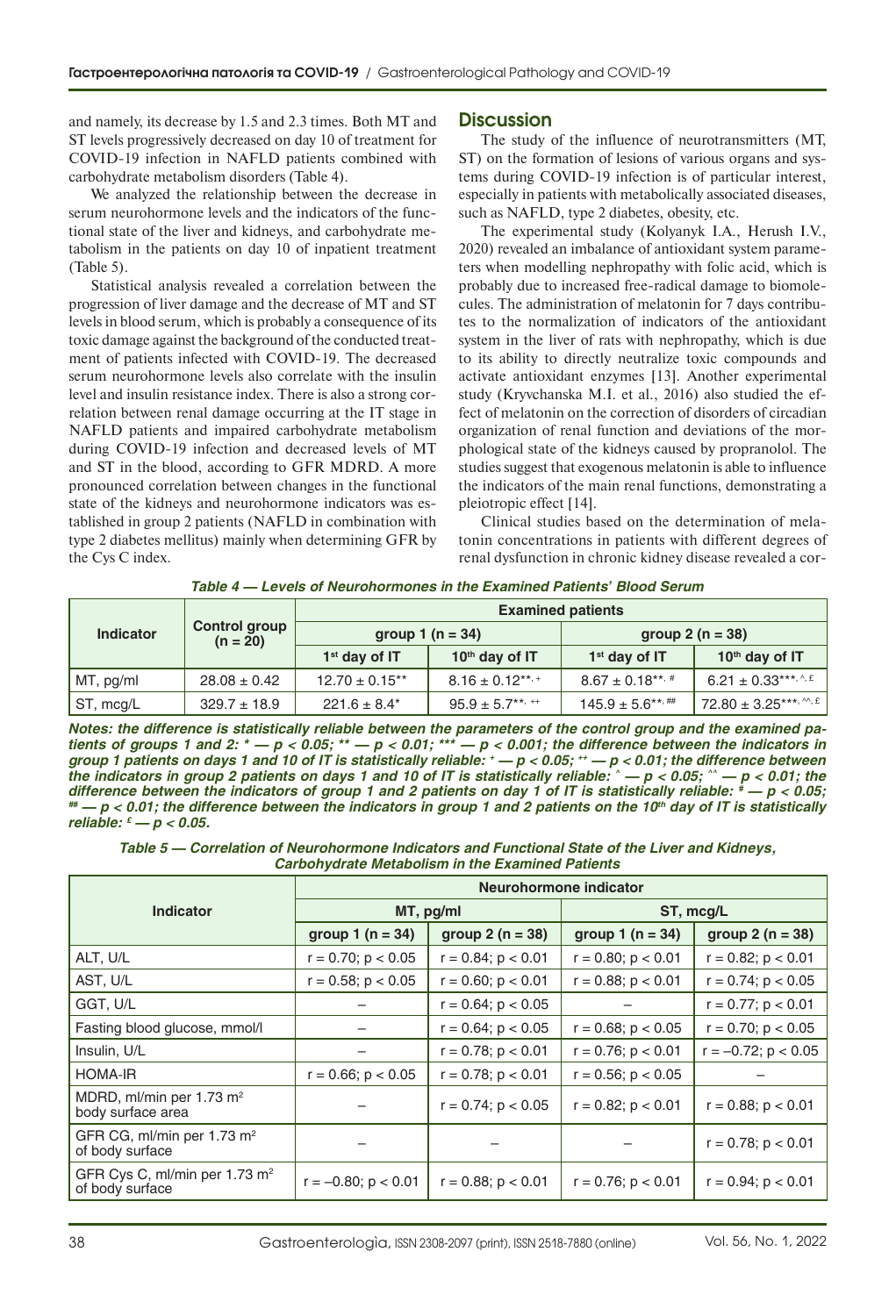and namely, its decrease by 1.5 and 2.3 times. Both MT and ST levels progressively decreased on day 10 of treatment for COVID-19 infection in NAFLD patients combined with carbohydrate metabolism disorders (Table 4).

We analyzed the relationship between the decrease in serum neurohormone levels and the indicators of the functional state of the liver and kidneys, and carbohydrate metabolism in the patients on day 10 of inpatient treatment (Table 5).

Statistical analysis revealed a correlation between the progression of liver damage and the decrease of MT and ST levels in blood serum, which is probably a consequence of its toxic damage against the background of the conducted treatment of patients infected with COVID-19. The decreased serum neurohormone levels also correlate with the insulin level and insulin resistance index. There is also a strong correlation between renal damage occurring at the IT stage in NAFLD patients and impaired carbohydrate metabolism during COVID-19 infection and decreased levels of MT and ST in the blood, according to GFR MDRD. A more pronounced correlation between changes in the functional state of the kidneys and neurohormone indicators was established in group 2 patients (NAFLD in combination with type 2 diabetes mellitus) mainly when determining GFR by the Cys C index.

## Discussion

The study of the influence of neurotransmitters (MT, ST) on the formation of lesions of various organs and systems during COVID-19 infection is of particular interest, especially in patients with metabolically associated diseases, such as NAFLD, type 2 diabetes, obesity, etc.

The experimental study (Kolyanyk I.A., Herush I.V., 2020) revealed an imbalance of antioxidant system parameters when modelling nephropathy with folic acid, which is probably due to increased free-radical damage to biomolecules. The administration of melatonin for 7 days contributes to the normalization of indicators of the antioxidant system in the liver of rats with nephropathy, which is due to its ability to directly neutralize toxic compounds and activate antioxidant enzymes [13]. Another experimental study (Kryvchanska M.I. et al., 2016) also studied the effect of melatonin on the correction of disorders of circadian organization of renal function and deviations of the morphological state of the kidneys caused by propranolol. The studies suggest that exogenous melatonin is able to influence the indicators of the main renal functions, demonstrating a pleiotropic effect [14].

Clinical studies based on the determination of melatonin concentrations in patients with different degrees of renal dysfunction in chronic kidney disease revealed a cor-

**Table 4 — Levels of Neurohormones in the Examined Patients' Blood Serum**

| Indicator | Control group (n = 20) | Examined patients | | | |
|---|---|---|---|---|---|
| | | group 1 (n = 34) | | group 2 (n = 38) | |
| | | 1st day of IT | 10th day of IT | 1st day of IT | 10th day of IT |
| MT, pg/ml | 28.08 ± 0.42 | 12.70 ± 0.15** | 8.16 ± 0.12**, + | 8.67 ± 0.18**, # | 6.21 ± 0.33***, ^, £ |
| ST, mcg/L | 329.7 ± 18.9 | 221.6 ± 8.4* | 95.9 ± 5.7**, ++ | 145.9 ± 5.6**, ## | 72.80 ± 3.25***, ^^, £ |

***Notes:** the difference is statistically reliable between the parameters of the control group and the examined patients of groups 1 and 2: * — $p < 0.05$; ** — $p < 0.01$; *** — $p < 0.001$; the difference between the indicators in group 1 patients on days 1 and 10 of IT is statistically reliable: + — $p < 0.05$; ++ — $p < 0.01$; the difference between the indicators in group 2 patients on days 1 and 10 of IT is statistically reliable: ^ — $p < 0.05$; ^^ — $p < 0.01$; the difference between the indicators of group 1 and 2 patients on day 1 of IT is statistically reliable: # — $p < 0.05$; ## — $p < 0.01$; the difference between the indicators in group 1 and 2 patients on the 10th day of IT is statistically reliable: £ — $p < 0.05$.*

**Table 5 — Correlation of Neurohormone Indicators and Functional State of the Liver and Kidneys, Carbohydrate Metabolism in the Examined Patients**

| Indicator | Neurohormone indicator | | | |
|---|---|---|---|---|
| | MT, pg/ml | | ST, mcg/L | |
| | group 1 (n = 34) | group 2 (n = 38) | group 1 (n = 34) | group 2 (n = 38) |
| ALT, U/L | r = 0.70; p < 0.05 | r = 0.84; p < 0.01 | r = 0.80; p < 0.01 | r = 0.82; p < 0.01 |
| AST, U/L | r = 0.58; p < 0.05 | r = 0.60; p < 0.01 | r = 0.88; p < 0.01 | r = 0.74; p < 0.05 |
| GGT, U/L | – | r = 0.64; p < 0.05 | – | r = 0.77; p < 0.01 |
| Fasting blood glucose, mmol/l | – | r = 0.64; p < 0.05 | r = 0.68; p < 0.05 | r = 0.70; p < 0.05 |
| Insulin, U/L | – | r = 0.78; p < 0.01 | r = 0.76; p < 0.01 | r = –0.72; p < 0.05 |
| HOMA-IR | r = 0.66; p < 0.05 | r = 0.78; p < 0.01 | r = 0.56; p < 0.05 | – |
| MDRD, ml/min per 1.73 m² body surface area | – | r = 0.74; p < 0.05 | r = 0.82; p < 0.01 | r = 0.88; p < 0.01 |
| GFR CG, ml/min per 1.73 m² of body surface | – | – | – | r = 0.78; p < 0.01 |
| GFR Cys C, ml/min per 1.73 m² of body surface | r = –0.80; p < 0.01 | r = 0.88; p < 0.01 | r = 0.76; p < 0.01 | r = 0.94; p < 0.01 |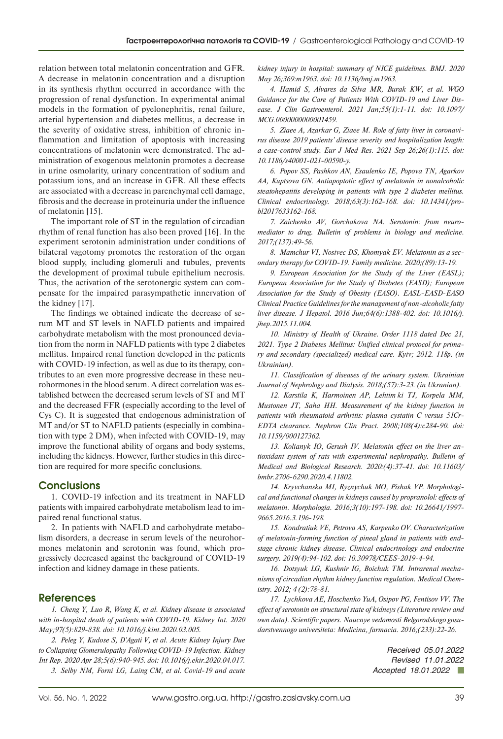relation between total melatonin concentration and GFR. A decrease in melatonin concentration and a disruption in its synthesis rhythm occurred in accordance with the progression of renal dysfunction. In experimental animal models in the formation of pyelonephritis, renal failure, arterial hypertension and diabetes mellitus, a decrease in the severity of oxidative stress, inhibition of chronic inflammation and limitation of apoptosis with increasing concentrations of melatonin were demonstrated. The administration of exogenous melatonin promotes a decrease in urine osmolarity, urinary concentration of sodium and potassium ions, and an increase in GFR. All these effects are associated with a decrease in parenchymal cell damage, fibrosis and the decrease in proteinuria under the influence of melatonin [15].

The important role of ST in the regulation of circadian rhythm of renal function has also been proved [16]. In the experiment serotonin administration under conditions of bilateral vagotomy promotes the restoration of the organ blood supply, including glomeruli and tubules, prevents the development of proximal tubule epithelium necrosis. Thus, the activation of the serotonergic system can compensate for the impaired parasympathetic innervation of the kidney [17].

The findings we obtained indicate the decrease of serum MT and ST levels in NAFLD patients and impaired carbohydrate metabolism with the most pronounced deviation from the norm in NAFLD patients with type 2 diabetes mellitus. Impaired renal function developed in the patients with COVID-19 infection, as well as due to its therapy, contributes to an even more progressive decrease in these neurohormones in the blood serum. A direct correlation was established between the decreased serum levels of ST and MT and the decreased FFR (especially according to the level of Cys C). It is suggested that endogenous administration of MT and/or ST to NAFLD patients (especially in combination with type 2 DM), when infected with COVID-19, may improve the functional ability of organs and body systems, including the kidneys. However, further studies in this direction are required for more specific conclusions.

## Conclusions

1. COVID-19 infection and its treatment in NAFLD patients with impaired carbohydrate metabolism lead to impaired renal functional status.

2. In patients with NAFLD and carbohydrate metabolism disorders, a decrease in serum levels of the neurohormones melatonin and serotonin was found, which progressively decreased against the background of COVID-19 infection and kidney damage in these patients.

## References

*1. Cheng Y, Luo R, Wang K, et al. Kidney disease is associated with in-hospital death of patients with COVID-19. Kidney Int. 2020 May;97(5):829-838. doi: 10.1016/j.kint.2020.03.005.*

*2. Peleg Y, Kudose S, D'Agati V, et al. Acute Kidney Injury Due to Collapsing Glomerulopathy Following COVID-19 Infection. Kidney Int Rep. 2020 Apr 28;5(6):940-945. doi: 10.1016/j.ekir.2020.04.017.*

*3. Selby NM, Forni LG, Laing CM, et al. Covid-19 and acute kidney injury in hospital: summary of NICE guidelines. BMJ. 2020 May 26;369:m1963. doi: 10.1136/bmj.m1963.*

*4. Hamid S, Alvares da Silva MR, Burak KW, et al. WGO Guidance for the Care of Patients With COVID-19 and Liver Disease. J Clin Gastroenterol. 2021 Jan;55(1):1-11. doi: 10.1097/MCG.0000000000001459.*

*5. Ziaee A, Azarkar G, Ziaee M. Role of fatty liver in coronavirus disease 2019 patients' disease severity and hospitalization length: a case-control study. Eur J Med Res. 2021 Sep 26;26(1):115. doi: 10.1186/s40001-021-00590-y.*

*6. Popov SS, Pashkov AN, Esaulenko IE, Popova TN, Agarkov AA, Kuptsova GN. Antiapoptotic effect of melatonin in nonalcoholic steatohepatitis developing in patients with type 2 diabetes mellitus. Clinical endocrinology. 2018;63(3):162-168. doi: 10.14341/probl2017633162-168.*

*7. Zaichenko AV, Gorchakova NA. Serotonin: from neuromediator to drug. Bulletin of problems in biology and medicine. 2017;(137):49-56.*

*8. Mamchur VI, Nosivec DS, Khomyak EV. Melatonin as a secondary therapy for COVID-19. Family medicine. 2020;(89):13-19.*

*9. European Association for the Study of the Liver (EASL); European Association for the Study of Diabetes (EASD); European Association for the Study of Obesity (EASO). EASL-EASD-EASO Clinical Practice Guidelines for the management of non-alcoholic fatty liver disease. J Hepatol. 2016 Jun;64(6):1388-402. doi: 10.1016/j.jhep.2015.11.004.*

*10. Ministry of Health of Ukraine. Order 1118 dated Dec 21, 2021. Type 2 Diabetes Mellitus: Unified clinical protocol for primary and secondary (specialized) medical care. Kyiv; 2012. 118p. (in Ukrainian).*

*11. Classification of diseases of the urinary system. Ukrainian Journal of Nephrology and Dialysis. 2018;(57):3-23. (in Ukranian).*

*12. Karstila K, Harmoinen AP, Lehtim ki TJ, Korpela MM, Mustonen JT, Saha HH. Measurement of the kidney function in patients with rheumatoid arthritis: plasma cystatin C versus 51Cr-EDTA clearance. Nephron Clin Pract. 2008;108(4):c284-90. doi: 10.1159/000127362.*

*13. Kolianyk IO, Gerush IV. Melatonin effect on the liver antioxidant system of rats with experimental nephropathy. Bulletin of Medical and Biological Research. 2020:(4):37-41. doi: 10.11603/bmbr.2706-6290.2020.4.11802.*

*14. Kryvchanska MI, Ryznychuk MO, Pishak VP. Morphological and functional changes in kidneys caused by propranolol: effects of melatonin. Morphologia. 2016;3(10):197-198. doi: 10.26641/1997-9665.2016.3.196-198.*

*15. Kondratiuk VE, Petrova AS, Karpenko OV. Characterization of melatonin-forming function of pineal gland in patients with end-stage chronic kidney disease. Clinical endocrinology and endocrine surgery. 2019(4):94-102. doi: 10.30978/CEES-2019-4-94.*

*16. Dotsyuk LG, Kushnir IG, Boichuk TM. Intrarenal mechanisms of circadian rhythm kidney function regulation. Medical Chemistry. 2012; 4 (2):78-81.*

*17. Lychkova AE, Hoschenko YuA, Osipov PG, Fentisov VV. The effect of serotonin on structural state of kidneys (Literature review and own data). Scientific papers. Naucnye vedomosti Belgorodskogo gosudarstvennogo universiteta: Medicina, farmacia. 2016;(233):22-26.*

*Received 05.01.2022*
*Revised 11.01.2022*
*Accepted 18.01.2022*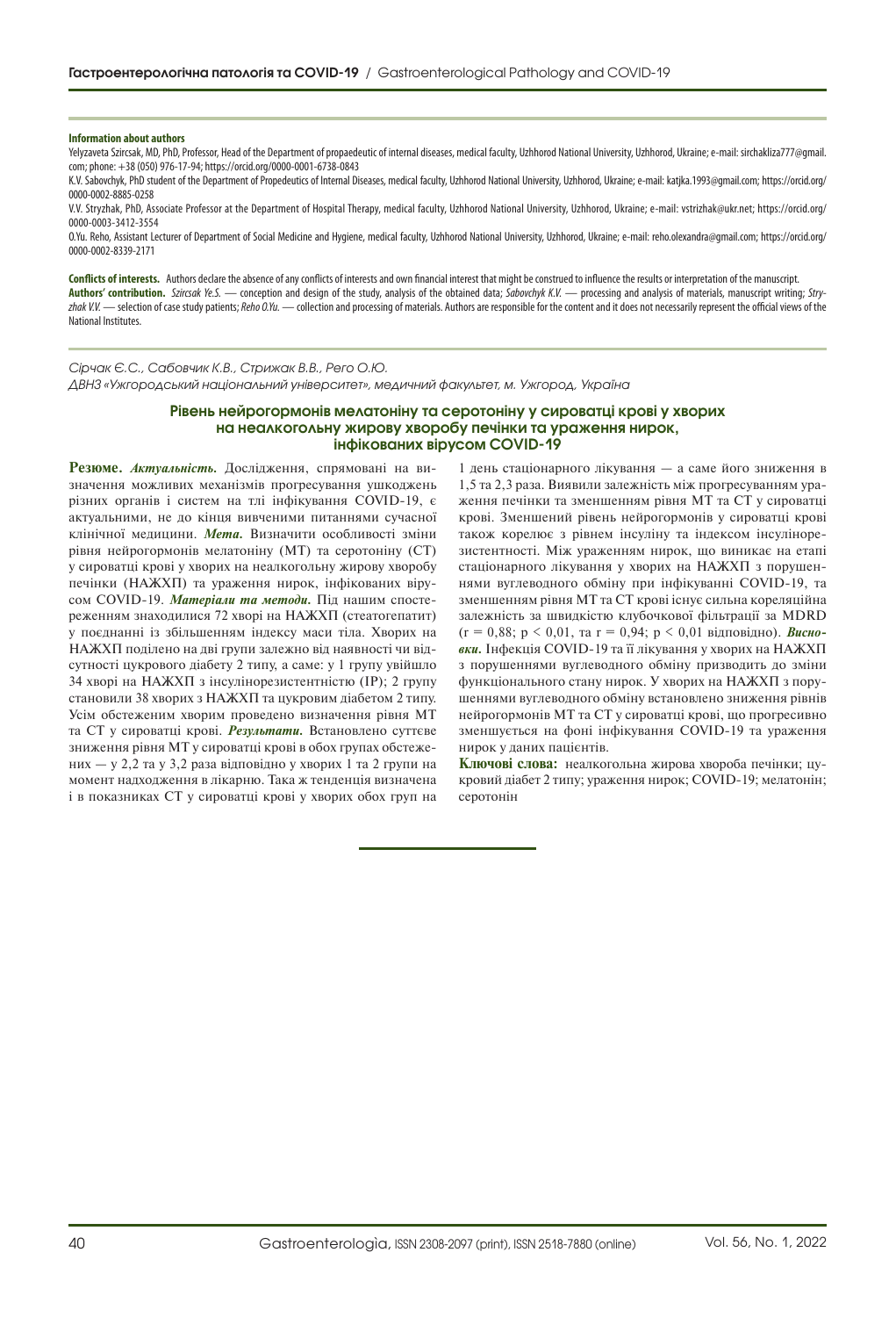**Information about authors**

Yelyzaveta Szircsak, MD, PhD, Professor, Head of the Department of propaedeutic of internal diseases, medical faculty, Uzhhorod National University, Uzhhorod, Ukraine; e-mail: sirchakliza777@gmail.com; phone: +38 (050) 976-17-94; https://orcid.org/0000-0001-6738-0843

K.V. Sabovchyk, PhD student of the Department of Propedeutics of Internal Diseases, medical faculty, Uzhhorod National University, Uzhhorod, Ukraine; e-mail: katjka.1993@gmail.com; https://orcid.org/0000-0002-8885-0258

V.V. Stryzhak, PhD, Associate Professor at the Department of Hospital Therapy, medical faculty, Uzhhorod National University, Uzhhorod, Ukraine; e-mail: vstrizhak@ukr.net; https://orcid.org/0000-0003-3412-3554

O.Yu. Reho, Assistant Lecturer of Department of Social Medicine and Hygiene, medical faculty, Uzhhorod National University, Uzhhorod, Ukraine; e-mail: reho.olexandra@gmail.com; https://orcid.org/0000-0002-8339-2171

**Conflicts of interests.** Authors declare the absence of any conflicts of interests and own financial interest that might be construed to influence the results or interpretation of the manuscript.
**Authors' contribution.** *Szircsak Ye.S.* — conception and design of the study, analysis of the obtained data; *Sabovchyk K.V.* — processing and analysis of materials, manuscript writing; *Stryzhak V.V.* — selection of case study patients; *Reho O.Yu.* — collection and processing of materials. Authors are responsible for the content and it does not necessarily represent the official views of the National Institutes.

*Сірчак Є.С., Сабовчик К.В., Стрижак В.В., Рего О.Ю.*
*ДВНЗ «Ужгородський національний університет», медичний факультет, м. Ужгород, Україна*

## Рівень нейрогормонів мелатоніну та серотоніну у сироватці крові у хворих на неалкогольну жирову хворобу печінки та ураження нирок, інфікованих вірусом COVID-19

**Резюме.** ***Актуальність.*** Дослідження, спрямовані на визначення можливих механізмів прогресування ушкоджень різних органів і систем на тлі інфікування COVID-19, є актуальними, не до кінця вивченими питаннями сучасної клінічної медицини. ***Мета.*** Визначити особливості зміни рівня нейрогормонів мелатоніну (МТ) та серотоніну (СТ) у сироватці крові у хворих на неалкогольну жирову хворобу печінки (НАЖХП) та ураження нирок, інфікованих вірусом COVID-19. ***Матеріали та методи.*** Під нашим спостереженням знаходилися 72 хворі на НАЖХП (стеатогепатит) у поєднанні із збільшенням індексу маси тіла. Хворих на НАЖХП поділено на дві групи залежно від наявності чи відсутності цукрового діабету 2 типу, а саме: у 1 групу увійшло 34 хворі на НАЖХП з інсулінорезистентністю (ІР); 2 групу становили 38 хворих з НАЖХП та цукровим діабетом 2 типу. Усім обстеженим хворим проведено визначення рівня МТ та СТ у сироватці крові. ***Результати.*** Встановлено суттєве зниження рівня МТ у сироватці крові в обох групах обстежених — у 2,2 та у 3,2 раза відповідно у хворих 1 та 2 групи на момент надходження в лікарню. Така ж тенденція визначена і в показниках СТ у сироватці крові у хворих обох груп на 1 день стаціонарного лікування — а саме його зниження в 1,5 та 2,3 раза. Виявили залежність між прогресуванням ураження печінки та зменшенням рівня МТ та СТ у сироватці крові. Зменшений рівень нейрогормонів у сироватці крові також корелює з рівнем інсуліну та індексом інсулінорезистентності. Між ураженням нирок, що виникає на етапі стаціонарного лікування у хворих на НАЖХП з порушеннями вуглеводного обміну при інфікуванні COVID-19, та зменшенням рівня МТ та СТ крові існує сильна кореляційна залежність за швидкістю клубочкової фільтрації за MDRD ($r = 0,88$; $p < 0,01$, та $r = 0,94$; $p < 0,01$ відповідно). ***Висновки.*** Інфекція COVID-19 та її лікування у хворих на НАЖХП з порушеннями вуглеводного обміну призводить до зміни функціонального стану нирок. У хворих на НАЖХП з порушеннями вуглеводного обміну встановлено зниження рівнів нейрогормонів МТ та СТ у сироватці крові, що прогресивно зменшується на фоні інфікування COVID-19 та ураження нирок у даних пацієнтів.

**Ключові слова:** неалкогольна жирова хвороба печінки; цукровий діабет 2 типу; ураження нирок; COVID-19; мелатонін; серотонін